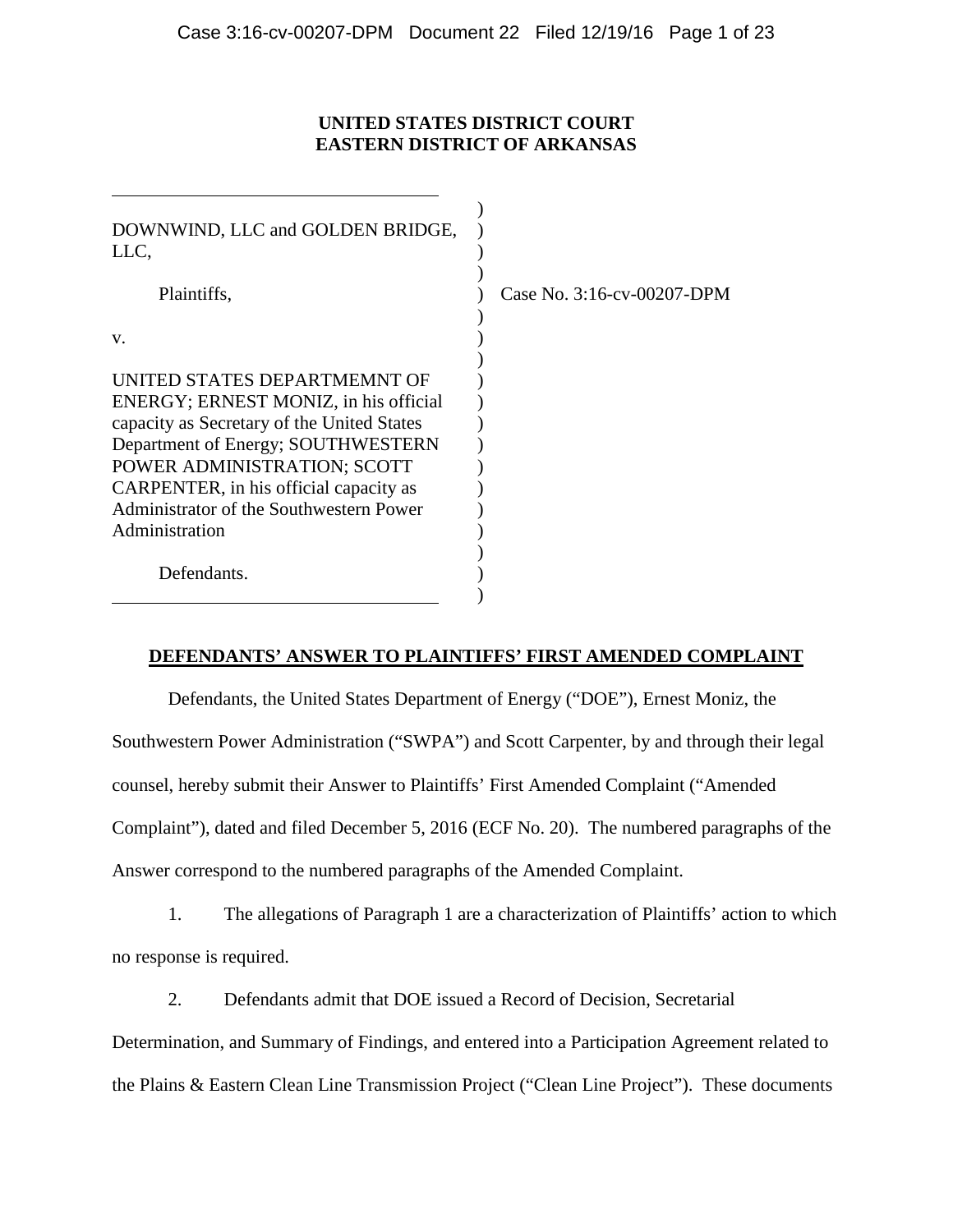**UNITED STATES DISTRICT COURT**
**EASTERN DISTRICT OF ARKANSAS**

| | |
|---|---|
| DOWNWIND, LLC and GOLDEN BRIDGE, LLC,<br><br>Plaintiffs,<br><br>v.<br><br>UNITED STATES DEPARTMEMNT OF ENERGY; ERNEST MONIZ, in his official capacity as Secretary of the United States Department of Energy; SOUTHWESTERN POWER ADMINISTRATION; SCOTT CARPENTER, in his official capacity as Administrator of the Southwestern Power Administration<br><br>Defendants. | Case No. 3:16-cv-00207-DPM |

**DEFENDANTS' ANSWER TO PLAINTIFFS' FIRST AMENDED COMPLAINT**

Defendants, the United States Department of Energy ("DOE"), Ernest Moniz, the Southwestern Power Administration ("SWPA") and Scott Carpenter, by and through their legal counsel, hereby submit their Answer to Plaintiffs' First Amended Complaint ("Amended Complaint"), dated and filed December 5, 2016 (ECF No. 20). The numbered paragraphs of the Answer correspond to the numbered paragraphs of the Amended Complaint.

1. The allegations of Paragraph 1 are a characterization of Plaintiffs' action to which no response is required.

2. Defendants admit that DOE issued a Record of Decision, Secretarial Determination, and Summary of Findings, and entered into a Participation Agreement related to the Plains & Eastern Clean Line Transmission Project ("Clean Line Project"). These documents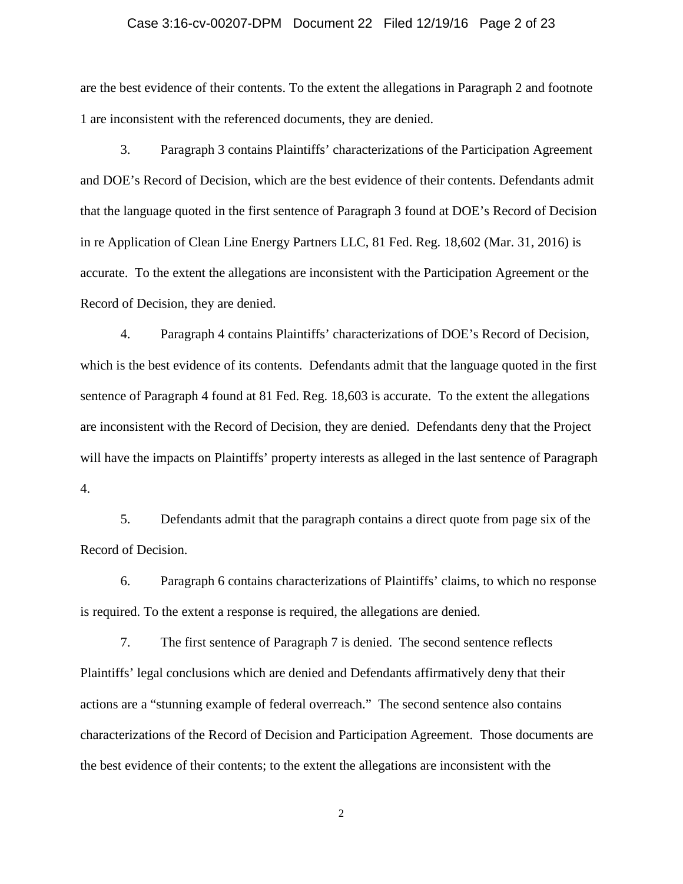are the best evidence of their contents. To the extent the allegations in Paragraph 2 and footnote 1 are inconsistent with the referenced documents, they are denied.

3. Paragraph 3 contains Plaintiffs' characterizations of the Participation Agreement and DOE's Record of Decision, which are the best evidence of their contents. Defendants admit that the language quoted in the first sentence of Paragraph 3 found at DOE's Record of Decision in re Application of Clean Line Energy Partners LLC, 81 Fed. Reg. 18,602 (Mar. 31, 2016) is accurate. To the extent the allegations are inconsistent with the Participation Agreement or the Record of Decision, they are denied.

4. Paragraph 4 contains Plaintiffs' characterizations of DOE's Record of Decision, which is the best evidence of its contents. Defendants admit that the language quoted in the first sentence of Paragraph 4 found at 81 Fed. Reg. 18,603 is accurate. To the extent the allegations are inconsistent with the Record of Decision, they are denied. Defendants deny that the Project will have the impacts on Plaintiffs' property interests as alleged in the last sentence of Paragraph 4.

5. Defendants admit that the paragraph contains a direct quote from page six of the Record of Decision.

6. Paragraph 6 contains characterizations of Plaintiffs' claims, to which no response is required. To the extent a response is required, the allegations are denied.

7. The first sentence of Paragraph 7 is denied. The second sentence reflects Plaintiffs' legal conclusions which are denied and Defendants affirmatively deny that their actions are a "stunning example of federal overreach." The second sentence also contains characterizations of the Record of Decision and Participation Agreement. Those documents are the best evidence of their contents; to the extent the allegations are inconsistent with the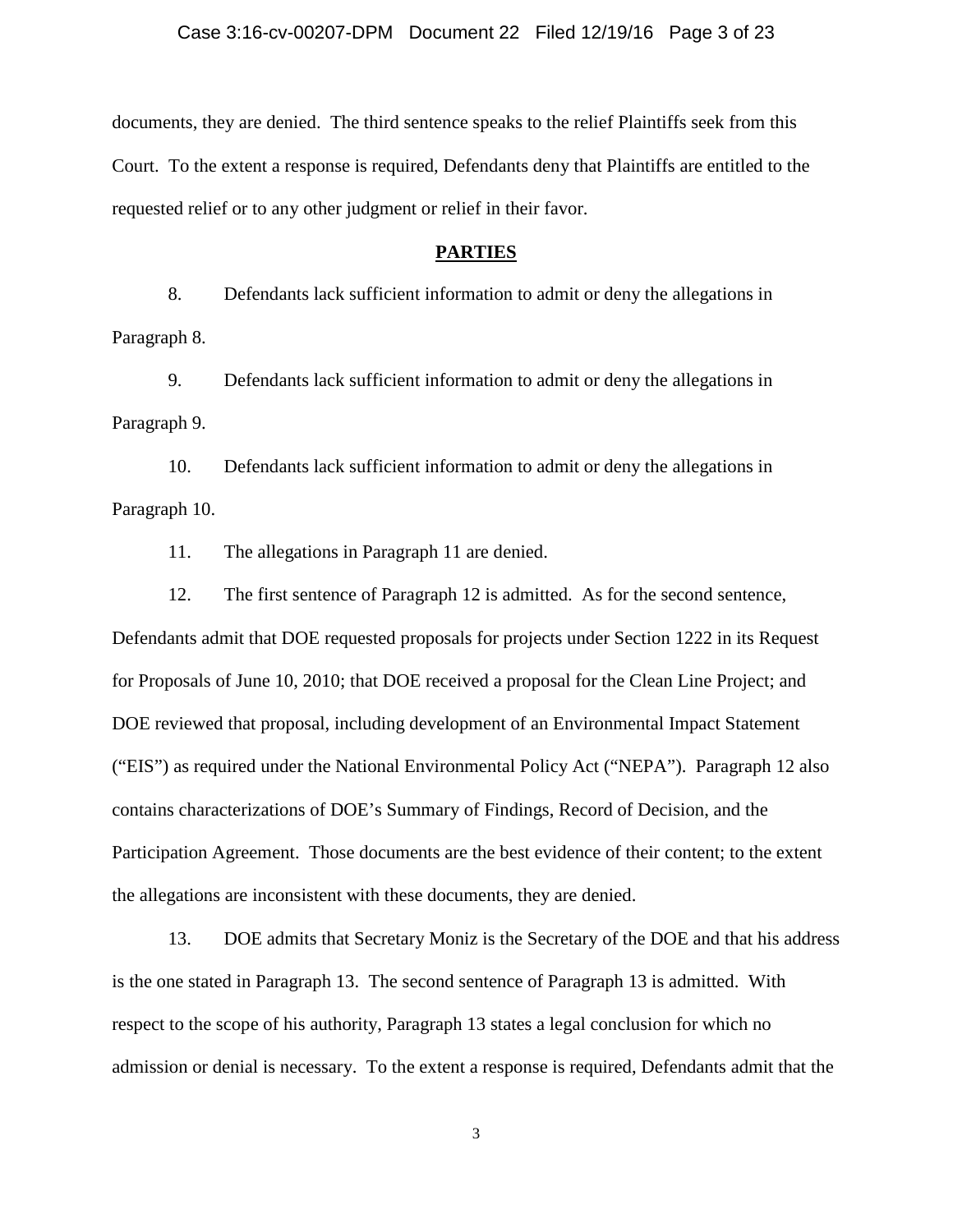documents, they are denied. The third sentence speaks to the relief Plaintiffs seek from this Court. To the extent a response is required, Defendants deny that Plaintiffs are entitled to the requested relief or to any other judgment or relief in their favor.

## PARTIES

8. Defendants lack sufficient information to admit or deny the allegations in Paragraph 8.

9. Defendants lack sufficient information to admit or deny the allegations in Paragraph 9.

10. Defendants lack sufficient information to admit or deny the allegations in Paragraph 10.

11. The allegations in Paragraph 11 are denied.

12. The first sentence of Paragraph 12 is admitted. As for the second sentence, Defendants admit that DOE requested proposals for projects under Section 1222 in its Request for Proposals of June 10, 2010; that DOE received a proposal for the Clean Line Project; and DOE reviewed that proposal, including development of an Environmental Impact Statement ("EIS") as required under the National Environmental Policy Act ("NEPA"). Paragraph 12 also contains characterizations of DOE's Summary of Findings, Record of Decision, and the Participation Agreement. Those documents are the best evidence of their content; to the extent the allegations are inconsistent with these documents, they are denied.

13. DOE admits that Secretary Moniz is the Secretary of the DOE and that his address is the one stated in Paragraph 13. The second sentence of Paragraph 13 is admitted. With respect to the scope of his authority, Paragraph 13 states a legal conclusion for which no admission or denial is necessary. To the extent a response is required, Defendants admit that the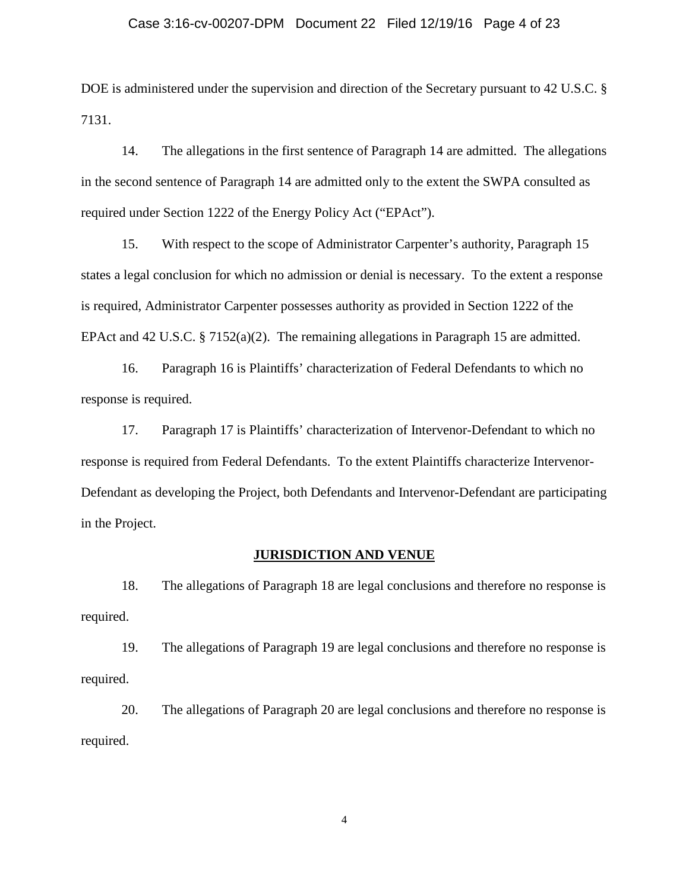DOE is administered under the supervision and direction of the Secretary pursuant to 42 U.S.C. § 7131.

14. The allegations in the first sentence of Paragraph 14 are admitted. The allegations in the second sentence of Paragraph 14 are admitted only to the extent the SWPA consulted as required under Section 1222 of the Energy Policy Act ("EPAct").

15. With respect to the scope of Administrator Carpenter's authority, Paragraph 15 states a legal conclusion for which no admission or denial is necessary. To the extent a response is required, Administrator Carpenter possesses authority as provided in Section 1222 of the EPAct and 42 U.S.C. § 7152(a)(2). The remaining allegations in Paragraph 15 are admitted.

16. Paragraph 16 is Plaintiffs' characterization of Federal Defendants to which no response is required.

17. Paragraph 17 is Plaintiffs' characterization of Intervenor-Defendant to which no response is required from Federal Defendants. To the extent Plaintiffs characterize Intervenor-Defendant as developing the Project, both Defendants and Intervenor-Defendant are participating in the Project.

## JURISDICTION AND VENUE

18. The allegations of Paragraph 18 are legal conclusions and therefore no response is required.

19. The allegations of Paragraph 19 are legal conclusions and therefore no response is required.

20. The allegations of Paragraph 20 are legal conclusions and therefore no response is required.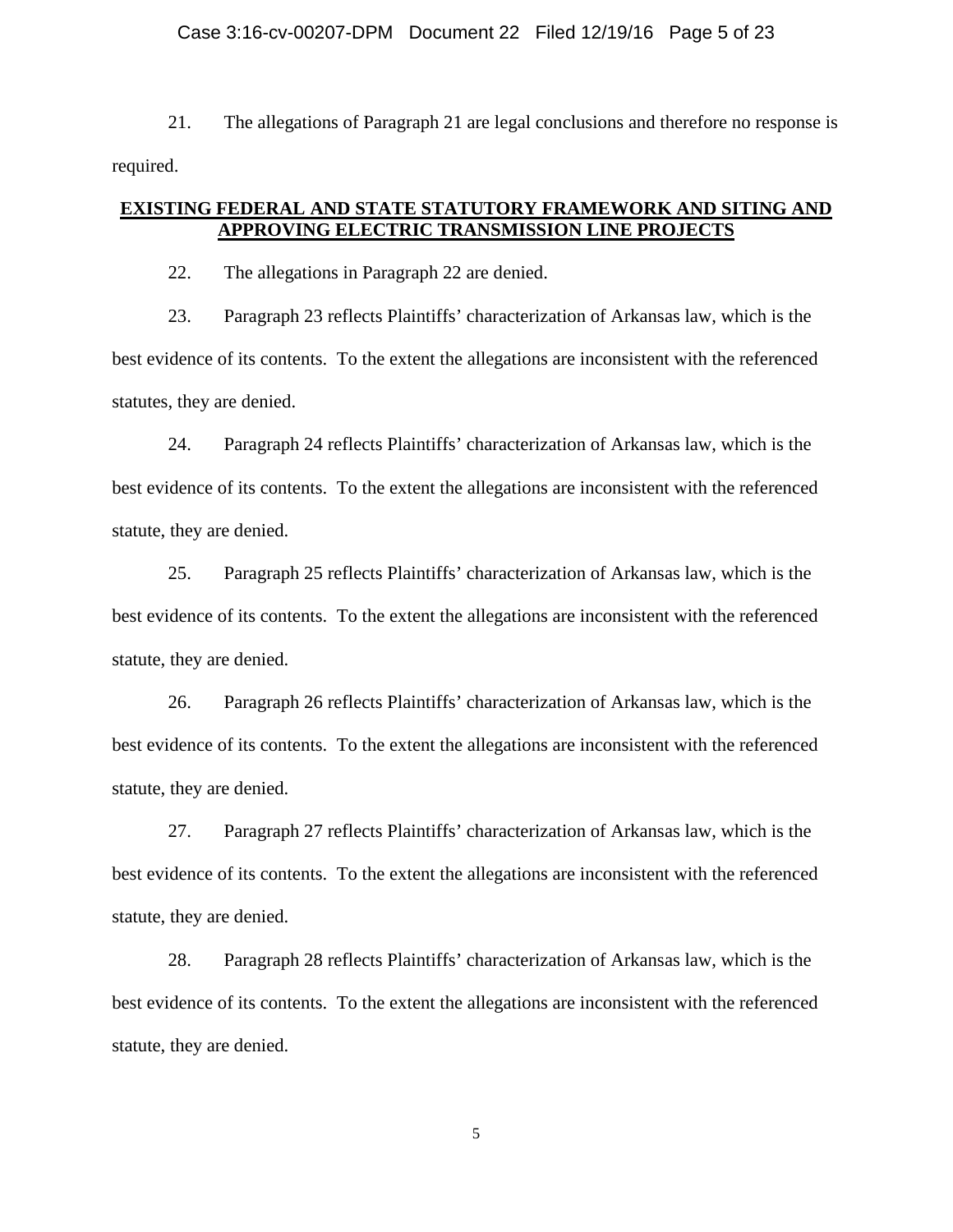21. The allegations of Paragraph 21 are legal conclusions and therefore no response is required.

## EXISTING FEDERAL AND STATE STATUTORY FRAMEWORK AND SITING AND APPROVING ELECTRIC TRANSMISSION LINE PROJECTS

22. The allegations in Paragraph 22 are denied.

23. Paragraph 23 reflects Plaintiffs' characterization of Arkansas law, which is the best evidence of its contents. To the extent the allegations are inconsistent with the referenced statutes, they are denied.

24. Paragraph 24 reflects Plaintiffs' characterization of Arkansas law, which is the best evidence of its contents. To the extent the allegations are inconsistent with the referenced statute, they are denied.

25. Paragraph 25 reflects Plaintiffs' characterization of Arkansas law, which is the best evidence of its contents. To the extent the allegations are inconsistent with the referenced statute, they are denied.

26. Paragraph 26 reflects Plaintiffs' characterization of Arkansas law, which is the best evidence of its contents. To the extent the allegations are inconsistent with the referenced statute, they are denied.

27. Paragraph 27 reflects Plaintiffs' characterization of Arkansas law, which is the best evidence of its contents. To the extent the allegations are inconsistent with the referenced statute, they are denied.

28. Paragraph 28 reflects Plaintiffs' characterization of Arkansas law, which is the best evidence of its contents. To the extent the allegations are inconsistent with the referenced statute, they are denied.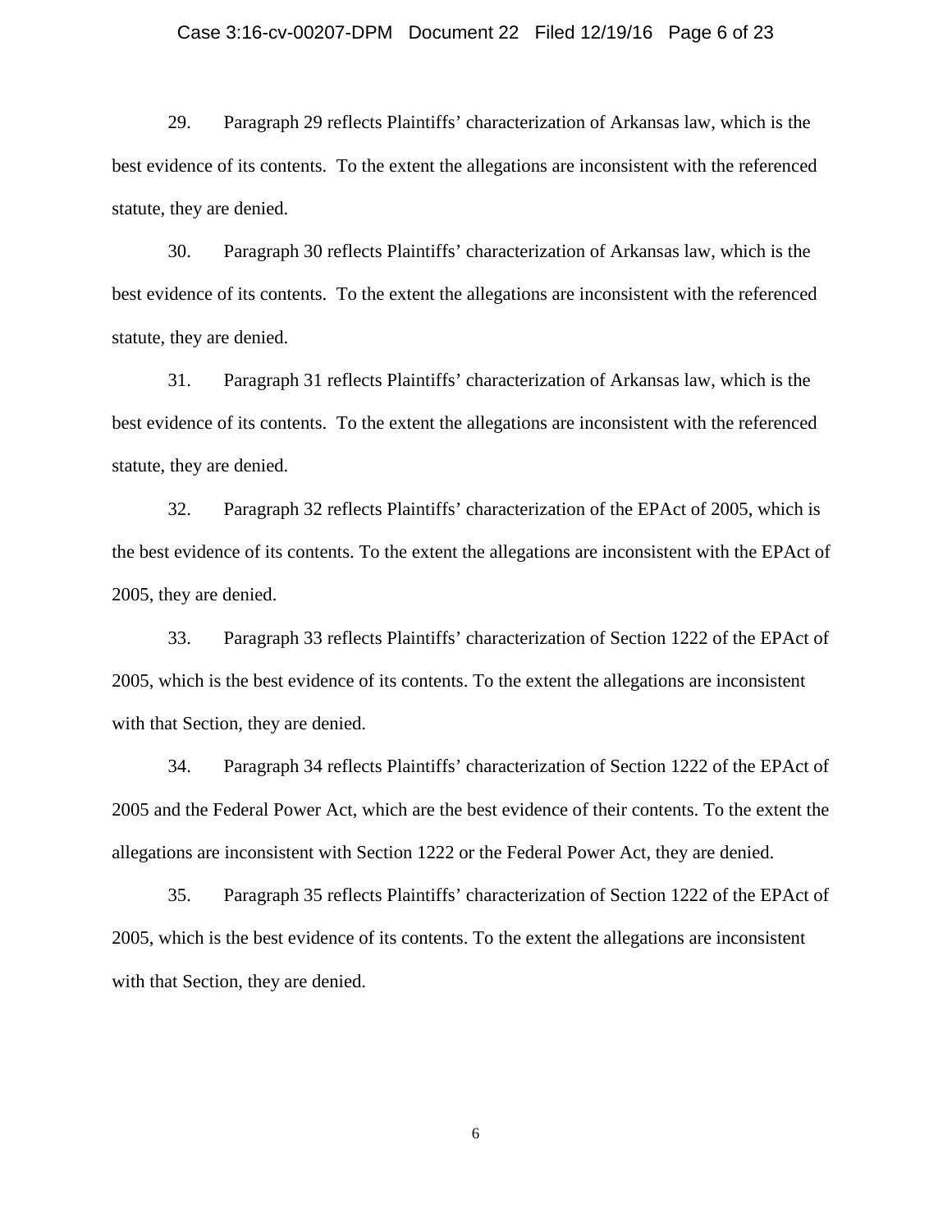29. Paragraph 29 reflects Plaintiffs' characterization of Arkansas law, which is the best evidence of its contents. To the extent the allegations are inconsistent with the referenced statute, they are denied.

30. Paragraph 30 reflects Plaintiffs' characterization of Arkansas law, which is the best evidence of its contents. To the extent the allegations are inconsistent with the referenced statute, they are denied.

31. Paragraph 31 reflects Plaintiffs' characterization of Arkansas law, which is the best evidence of its contents. To the extent the allegations are inconsistent with the referenced statute, they are denied.

32. Paragraph 32 reflects Plaintiffs' characterization of the EPAct of 2005, which is the best evidence of its contents. To the extent the allegations are inconsistent with the EPAct of 2005, they are denied.

33. Paragraph 33 reflects Plaintiffs' characterization of Section 1222 of the EPAct of 2005, which is the best evidence of its contents. To the extent the allegations are inconsistent with that Section, they are denied.

34. Paragraph 34 reflects Plaintiffs' characterization of Section 1222 of the EPAct of 2005 and the Federal Power Act, which are the best evidence of their contents. To the extent the allegations are inconsistent with Section 1222 or the Federal Power Act, they are denied.

35. Paragraph 35 reflects Plaintiffs' characterization of Section 1222 of the EPAct of 2005, which is the best evidence of its contents. To the extent the allegations are inconsistent with that Section, they are denied.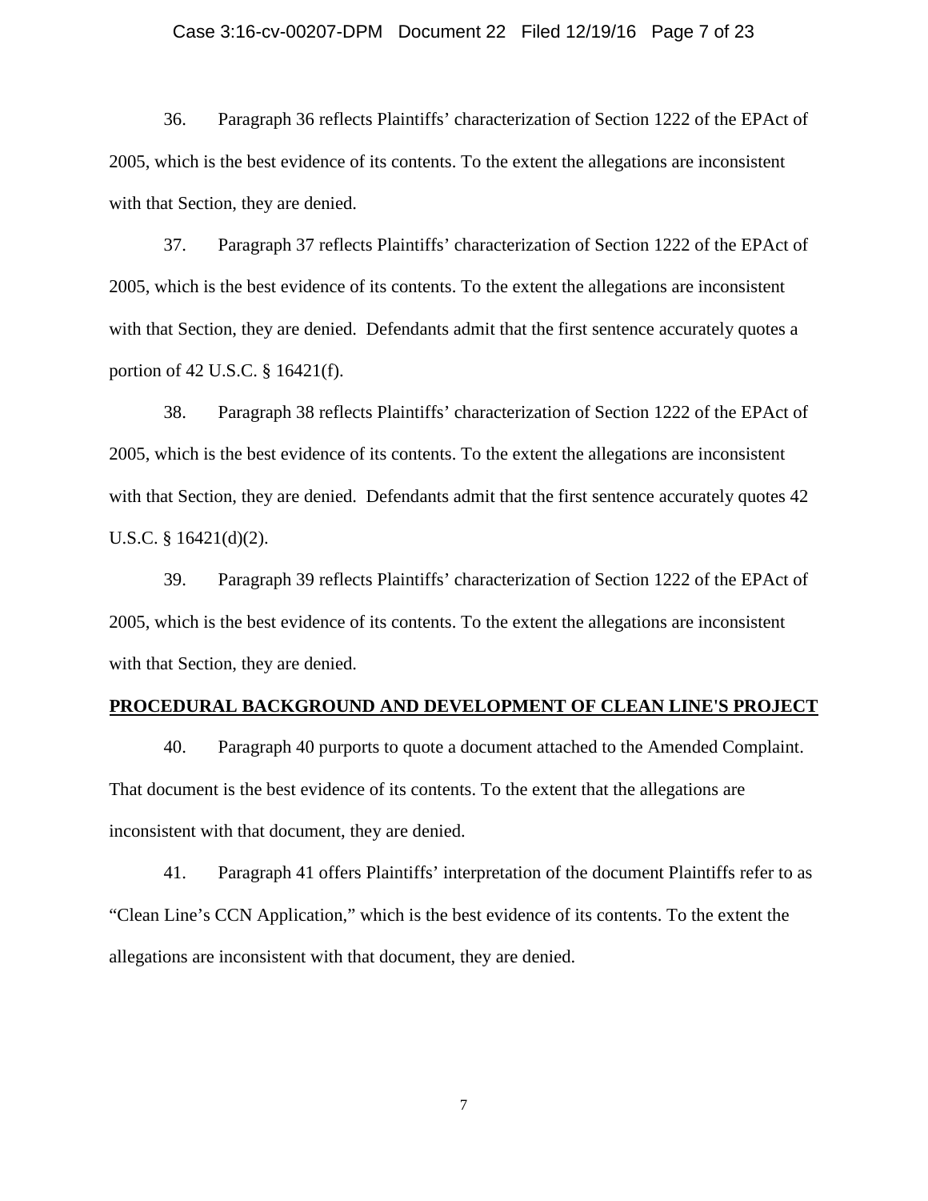36. Paragraph 36 reflects Plaintiffs' characterization of Section 1222 of the EPAct of 2005, which is the best evidence of its contents. To the extent the allegations are inconsistent with that Section, they are denied.

37. Paragraph 37 reflects Plaintiffs' characterization of Section 1222 of the EPAct of 2005, which is the best evidence of its contents. To the extent the allegations are inconsistent with that Section, they are denied. Defendants admit that the first sentence accurately quotes a portion of 42 U.S.C. § 16421(f).

38. Paragraph 38 reflects Plaintiffs' characterization of Section 1222 of the EPAct of 2005, which is the best evidence of its contents. To the extent the allegations are inconsistent with that Section, they are denied. Defendants admit that the first sentence accurately quotes 42 U.S.C. § 16421(d)(2).

39. Paragraph 39 reflects Plaintiffs' characterization of Section 1222 of the EPAct of 2005, which is the best evidence of its contents. To the extent the allegations are inconsistent with that Section, they are denied.

**PROCEDURAL BACKGROUND AND DEVELOPMENT OF CLEAN LINE'S PROJECT**

40. Paragraph 40 purports to quote a document attached to the Amended Complaint. That document is the best evidence of its contents. To the extent that the allegations are inconsistent with that document, they are denied.

41. Paragraph 41 offers Plaintiffs' interpretation of the document Plaintiffs refer to as "Clean Line's CCN Application," which is the best evidence of its contents. To the extent the allegations are inconsistent with that document, they are denied.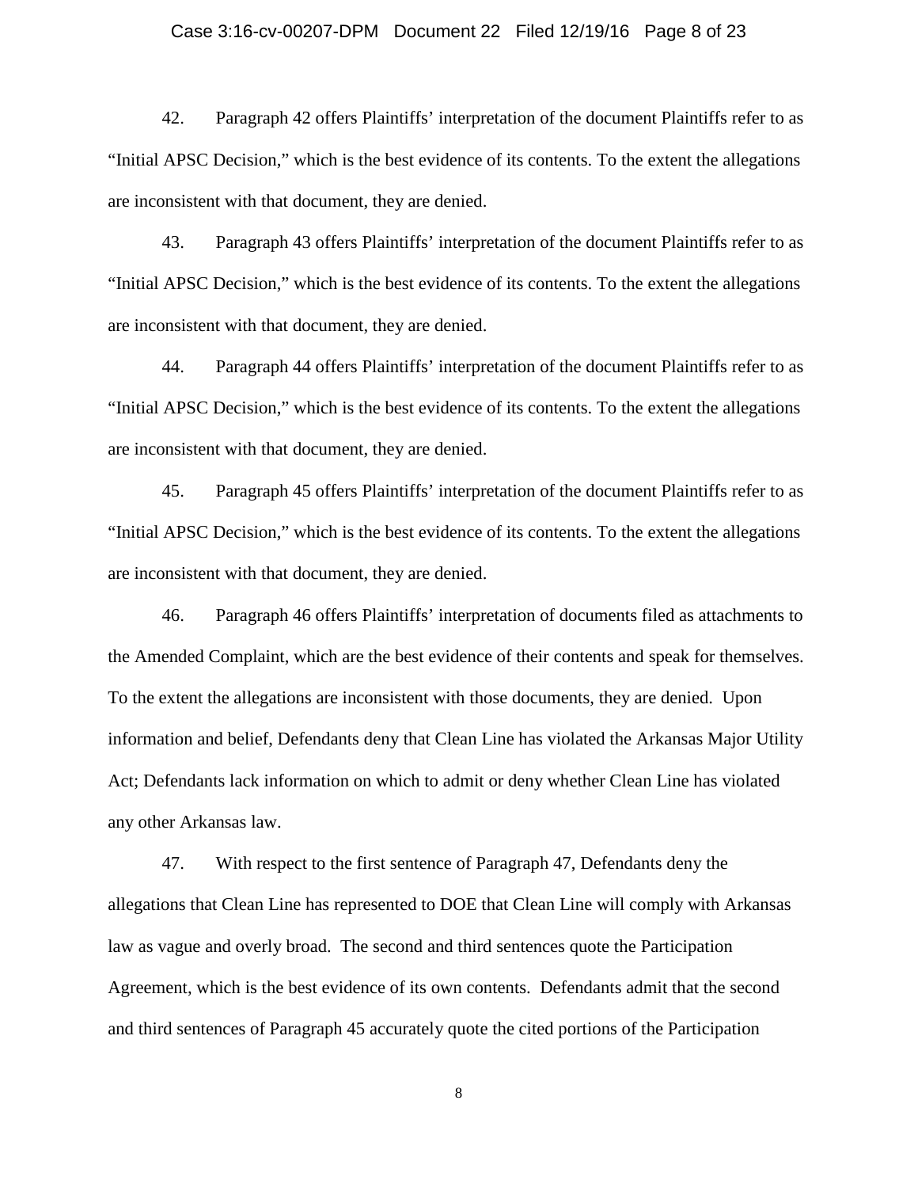42. Paragraph 42 offers Plaintiffs' interpretation of the document Plaintiffs refer to as "Initial APSC Decision," which is the best evidence of its contents. To the extent the allegations are inconsistent with that document, they are denied.

43. Paragraph 43 offers Plaintiffs' interpretation of the document Plaintiffs refer to as "Initial APSC Decision," which is the best evidence of its contents. To the extent the allegations are inconsistent with that document, they are denied.

44. Paragraph 44 offers Plaintiffs' interpretation of the document Plaintiffs refer to as "Initial APSC Decision," which is the best evidence of its contents. To the extent the allegations are inconsistent with that document, they are denied.

45. Paragraph 45 offers Plaintiffs' interpretation of the document Plaintiffs refer to as "Initial APSC Decision," which is the best evidence of its contents. To the extent the allegations are inconsistent with that document, they are denied.

46. Paragraph 46 offers Plaintiffs' interpretation of documents filed as attachments to the Amended Complaint, which are the best evidence of their contents and speak for themselves. To the extent the allegations are inconsistent with those documents, they are denied. Upon information and belief, Defendants deny that Clean Line has violated the Arkansas Major Utility Act; Defendants lack information on which to admit or deny whether Clean Line has violated any other Arkansas law.

47. With respect to the first sentence of Paragraph 47, Defendants deny the allegations that Clean Line has represented to DOE that Clean Line will comply with Arkansas law as vague and overly broad. The second and third sentences quote the Participation Agreement, which is the best evidence of its own contents. Defendants admit that the second and third sentences of Paragraph 45 accurately quote the cited portions of the Participation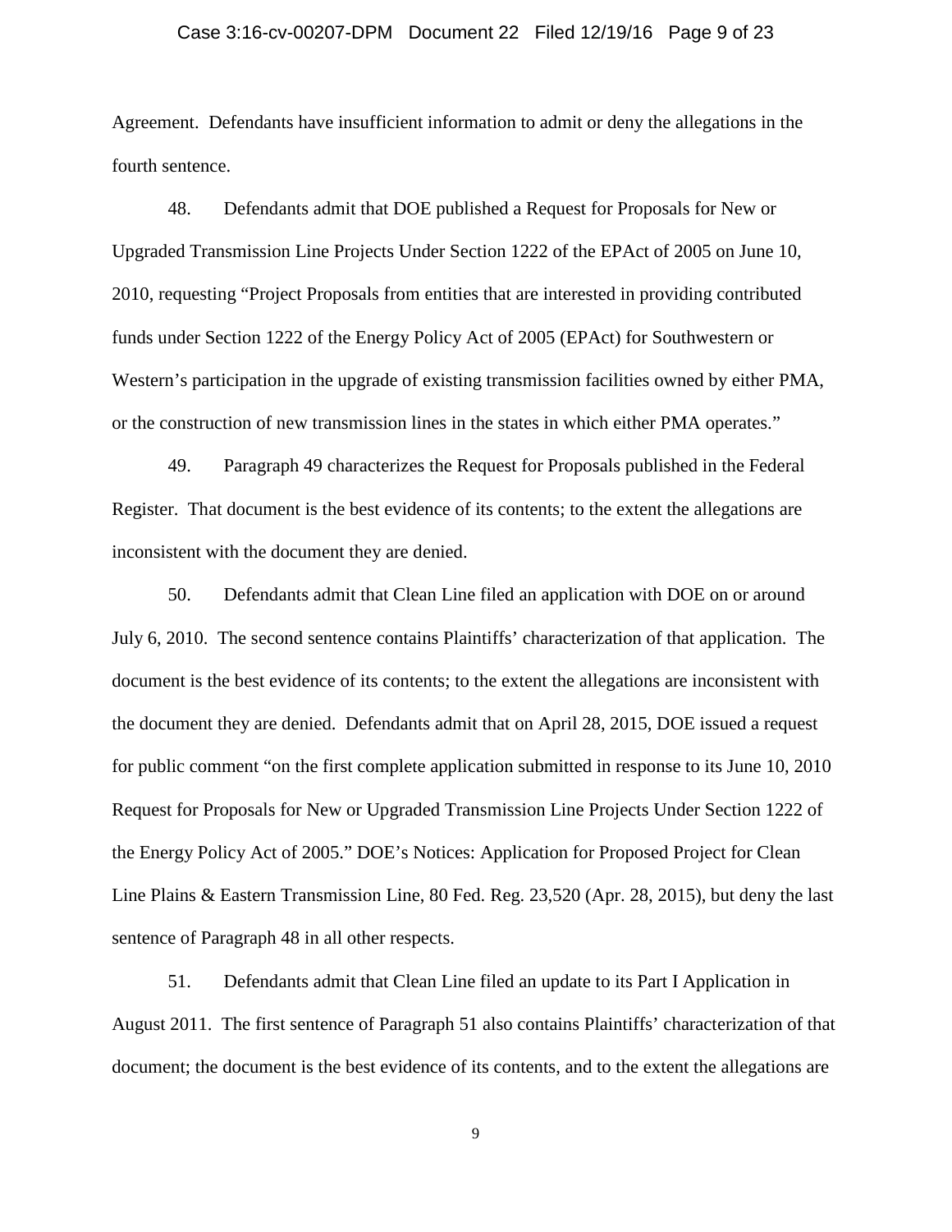Agreement. Defendants have insufficient information to admit or deny the allegations in the fourth sentence.

48. Defendants admit that DOE published a Request for Proposals for New or Upgraded Transmission Line Projects Under Section 1222 of the EPAct of 2005 on June 10, 2010, requesting "Project Proposals from entities that are interested in providing contributed funds under Section 1222 of the Energy Policy Act of 2005 (EPAct) for Southwestern or Western's participation in the upgrade of existing transmission facilities owned by either PMA, or the construction of new transmission lines in the states in which either PMA operates."

49. Paragraph 49 characterizes the Request for Proposals published in the Federal Register. That document is the best evidence of its contents; to the extent the allegations are inconsistent with the document they are denied.

50. Defendants admit that Clean Line filed an application with DOE on or around July 6, 2010. The second sentence contains Plaintiffs' characterization of that application. The document is the best evidence of its contents; to the extent the allegations are inconsistent with the document they are denied. Defendants admit that on April 28, 2015, DOE issued a request for public comment "on the first complete application submitted in response to its June 10, 2010 Request for Proposals for New or Upgraded Transmission Line Projects Under Section 1222 of the Energy Policy Act of 2005." DOE's Notices: Application for Proposed Project for Clean Line Plains & Eastern Transmission Line, 80 Fed. Reg. 23,520 (Apr. 28, 2015), but deny the last sentence of Paragraph 48 in all other respects.

51. Defendants admit that Clean Line filed an update to its Part I Application in August 2011. The first sentence of Paragraph 51 also contains Plaintiffs' characterization of that document; the document is the best evidence of its contents, and to the extent the allegations are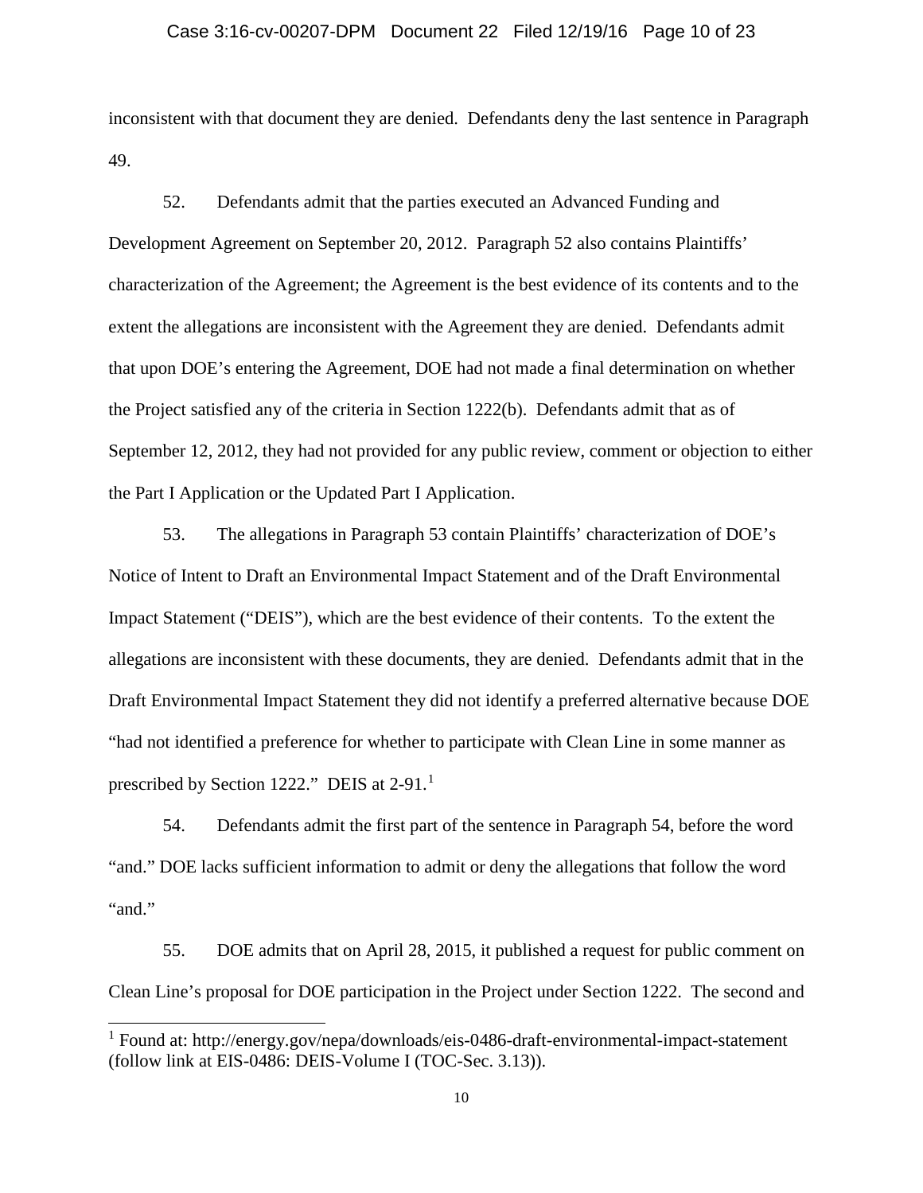inconsistent with that document they are denied. Defendants deny the last sentence in Paragraph 49.

52. Defendants admit that the parties executed an Advanced Funding and Development Agreement on September 20, 2012. Paragraph 52 also contains Plaintiffs' characterization of the Agreement; the Agreement is the best evidence of its contents and to the extent the allegations are inconsistent with the Agreement they are denied. Defendants admit that upon DOE's entering the Agreement, DOE had not made a final determination on whether the Project satisfied any of the criteria in Section 1222(b). Defendants admit that as of September 12, 2012, they had not provided for any public review, comment or objection to either the Part I Application or the Updated Part I Application.

53. The allegations in Paragraph 53 contain Plaintiffs' characterization of DOE's Notice of Intent to Draft an Environmental Impact Statement and of the Draft Environmental Impact Statement ("DEIS"), which are the best evidence of their contents. To the extent the allegations are inconsistent with these documents, they are denied. Defendants admit that in the Draft Environmental Impact Statement they did not identify a preferred alternative because DOE "had not identified a preference for whether to participate with Clean Line in some manner as prescribed by Section 1222." DEIS at 2-91.[1]

54. Defendants admit the first part of the sentence in Paragraph 54, before the word "and." DOE lacks sufficient information to admit or deny the allegations that follow the word "and."

55. DOE admits that on April 28, 2015, it published a request for public comment on Clean Line's proposal for DOE participation in the Project under Section 1222. The second and

[1] Found at: http://energy.gov/nepa/downloads/eis-0486-draft-environmental-impact-statement (follow link at EIS-0486: DEIS-Volume I (TOC-Sec. 3.13)).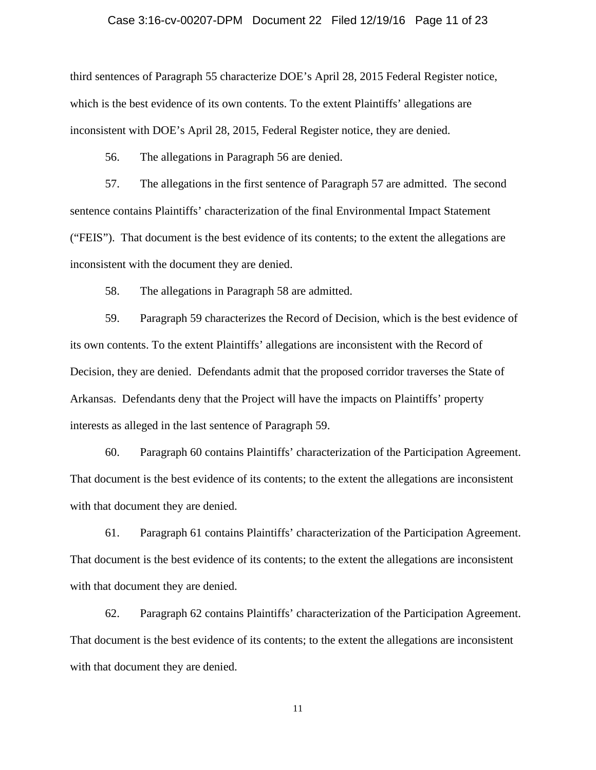third sentences of Paragraph 55 characterize DOE's April 28, 2015 Federal Register notice, which is the best evidence of its own contents. To the extent Plaintiffs' allegations are inconsistent with DOE's April 28, 2015, Federal Register notice, they are denied.

56. The allegations in Paragraph 56 are denied.

57. The allegations in the first sentence of Paragraph 57 are admitted. The second sentence contains Plaintiffs' characterization of the final Environmental Impact Statement ("FEIS"). That document is the best evidence of its contents; to the extent the allegations are inconsistent with the document they are denied.

58. The allegations in Paragraph 58 are admitted.

59. Paragraph 59 characterizes the Record of Decision, which is the best evidence of its own contents. To the extent Plaintiffs' allegations are inconsistent with the Record of Decision, they are denied. Defendants admit that the proposed corridor traverses the State of Arkansas. Defendants deny that the Project will have the impacts on Plaintiffs' property interests as alleged in the last sentence of Paragraph 59.

60. Paragraph 60 contains Plaintiffs' characterization of the Participation Agreement. That document is the best evidence of its contents; to the extent the allegations are inconsistent with that document they are denied.

61. Paragraph 61 contains Plaintiffs' characterization of the Participation Agreement. That document is the best evidence of its contents; to the extent the allegations are inconsistent with that document they are denied.

62. Paragraph 62 contains Plaintiffs' characterization of the Participation Agreement. That document is the best evidence of its contents; to the extent the allegations are inconsistent with that document they are denied.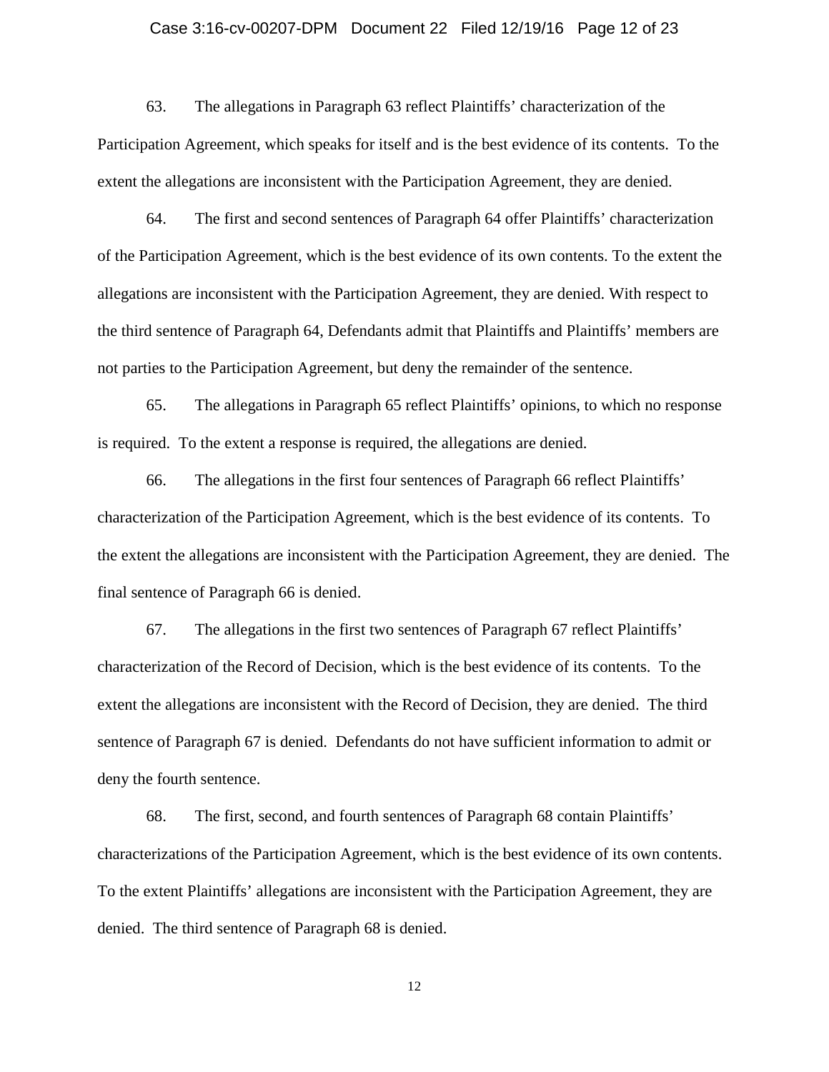63. The allegations in Paragraph 63 reflect Plaintiffs' characterization of the Participation Agreement, which speaks for itself and is the best evidence of its contents. To the extent the allegations are inconsistent with the Participation Agreement, they are denied.

64. The first and second sentences of Paragraph 64 offer Plaintiffs' characterization of the Participation Agreement, which is the best evidence of its own contents. To the extent the allegations are inconsistent with the Participation Agreement, they are denied. With respect to the third sentence of Paragraph 64, Defendants admit that Plaintiffs and Plaintiffs' members are not parties to the Participation Agreement, but deny the remainder of the sentence.

65. The allegations in Paragraph 65 reflect Plaintiffs' opinions, to which no response is required. To the extent a response is required, the allegations are denied.

66. The allegations in the first four sentences of Paragraph 66 reflect Plaintiffs' characterization of the Participation Agreement, which is the best evidence of its contents. To the extent the allegations are inconsistent with the Participation Agreement, they are denied. The final sentence of Paragraph 66 is denied.

67. The allegations in the first two sentences of Paragraph 67 reflect Plaintiffs' characterization of the Record of Decision, which is the best evidence of its contents. To the extent the allegations are inconsistent with the Record of Decision, they are denied. The third sentence of Paragraph 67 is denied. Defendants do not have sufficient information to admit or deny the fourth sentence.

68. The first, second, and fourth sentences of Paragraph 68 contain Plaintiffs' characterizations of the Participation Agreement, which is the best evidence of its own contents. To the extent Plaintiffs' allegations are inconsistent with the Participation Agreement, they are denied. The third sentence of Paragraph 68 is denied.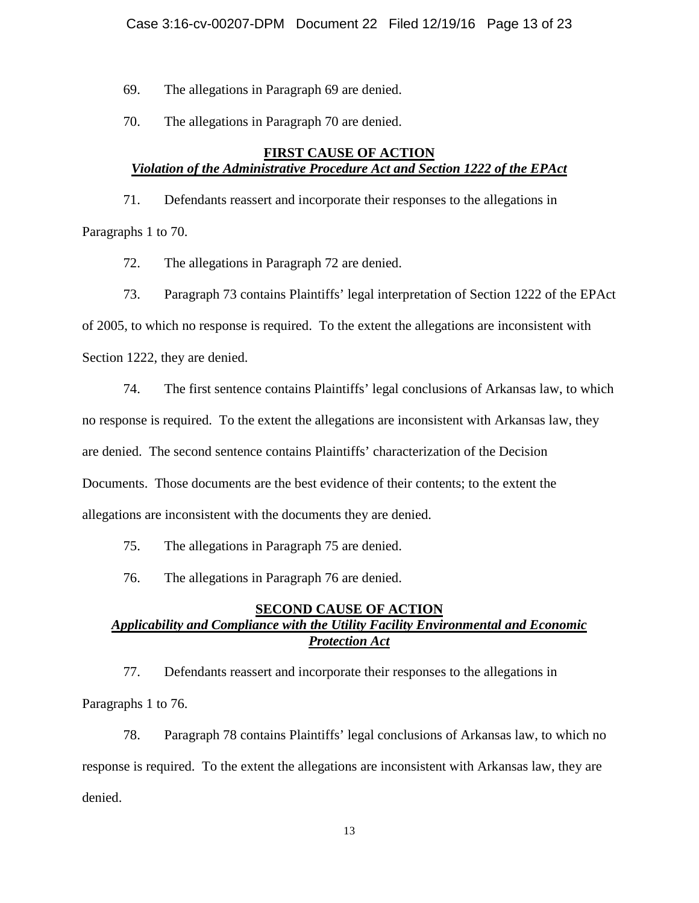69. The allegations in Paragraph 69 are denied.

70. The allegations in Paragraph 70 are denied.

## **FIRST CAUSE OF ACTION**
### ***Violation of the Administrative Procedure Act and Section 1222 of the EPAct***

71. Defendants reassert and incorporate their responses to the allegations in Paragraphs 1 to 70.

72. The allegations in Paragraph 72 are denied.

73. Paragraph 73 contains Plaintiffs' legal interpretation of Section 1222 of the EPAct of 2005, to which no response is required. To the extent the allegations are inconsistent with Section 1222, they are denied.

74. The first sentence contains Plaintiffs' legal conclusions of Arkansas law, to which no response is required. To the extent the allegations are inconsistent with Arkansas law, they are denied. The second sentence contains Plaintiffs' characterization of the Decision Documents. Those documents are the best evidence of their contents; to the extent the allegations are inconsistent with the documents they are denied.

75. The allegations in Paragraph 75 are denied.

76. The allegations in Paragraph 76 are denied.

## **SECOND CAUSE OF ACTION**
### ***Applicability and Compliance with the Utility Facility Environmental and Economic Protection Act***

77. Defendants reassert and incorporate their responses to the allegations in Paragraphs 1 to 76.

78. Paragraph 78 contains Plaintiffs' legal conclusions of Arkansas law, to which no response is required. To the extent the allegations are inconsistent with Arkansas law, they are denied.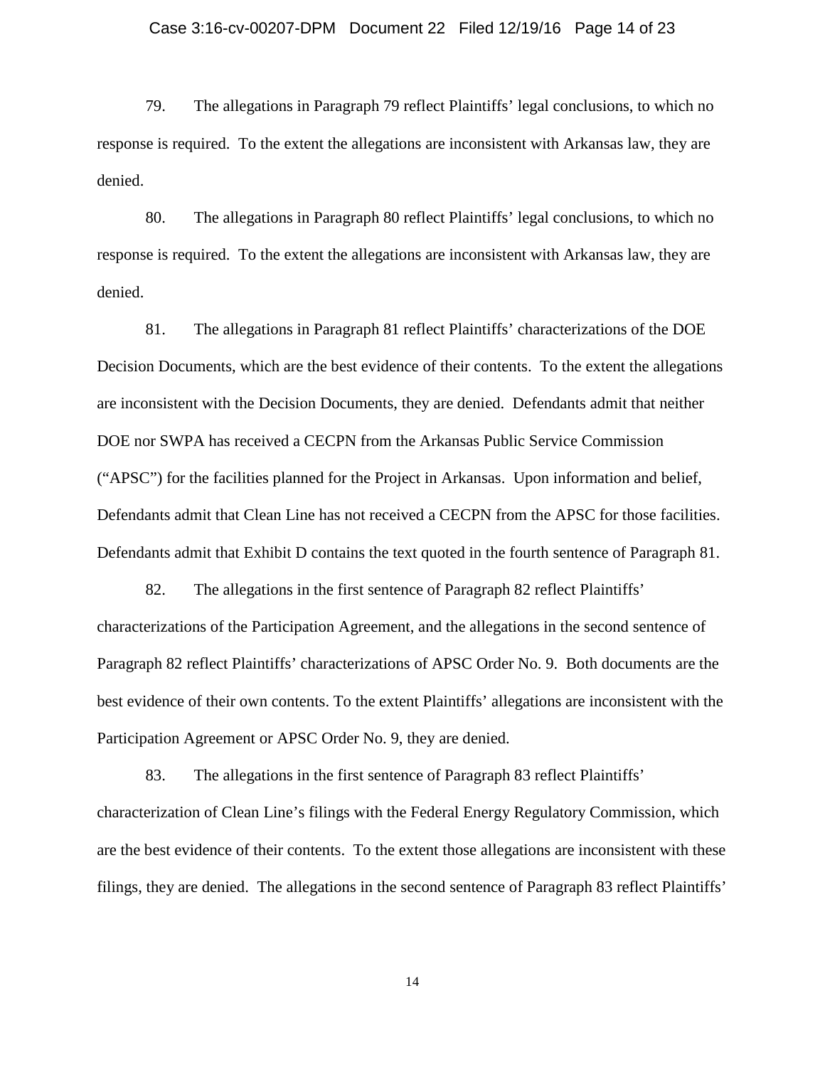79. The allegations in Paragraph 79 reflect Plaintiffs' legal conclusions, to which no response is required. To the extent the allegations are inconsistent with Arkansas law, they are denied.

80. The allegations in Paragraph 80 reflect Plaintiffs' legal conclusions, to which no response is required. To the extent the allegations are inconsistent with Arkansas law, they are denied.

81. The allegations in Paragraph 81 reflect Plaintiffs' characterizations of the DOE Decision Documents, which are the best evidence of their contents. To the extent the allegations are inconsistent with the Decision Documents, they are denied. Defendants admit that neither DOE nor SWPA has received a CECPN from the Arkansas Public Service Commission ("APSC") for the facilities planned for the Project in Arkansas. Upon information and belief, Defendants admit that Clean Line has not received a CECPN from the APSC for those facilities. Defendants admit that Exhibit D contains the text quoted in the fourth sentence of Paragraph 81.

82. The allegations in the first sentence of Paragraph 82 reflect Plaintiffs' characterizations of the Participation Agreement, and the allegations in the second sentence of Paragraph 82 reflect Plaintiffs' characterizations of APSC Order No. 9. Both documents are the best evidence of their own contents. To the extent Plaintiffs' allegations are inconsistent with the Participation Agreement or APSC Order No. 9, they are denied.

83. The allegations in the first sentence of Paragraph 83 reflect Plaintiffs' characterization of Clean Line's filings with the Federal Energy Regulatory Commission, which are the best evidence of their contents. To the extent those allegations are inconsistent with these filings, they are denied. The allegations in the second sentence of Paragraph 83 reflect Plaintiffs'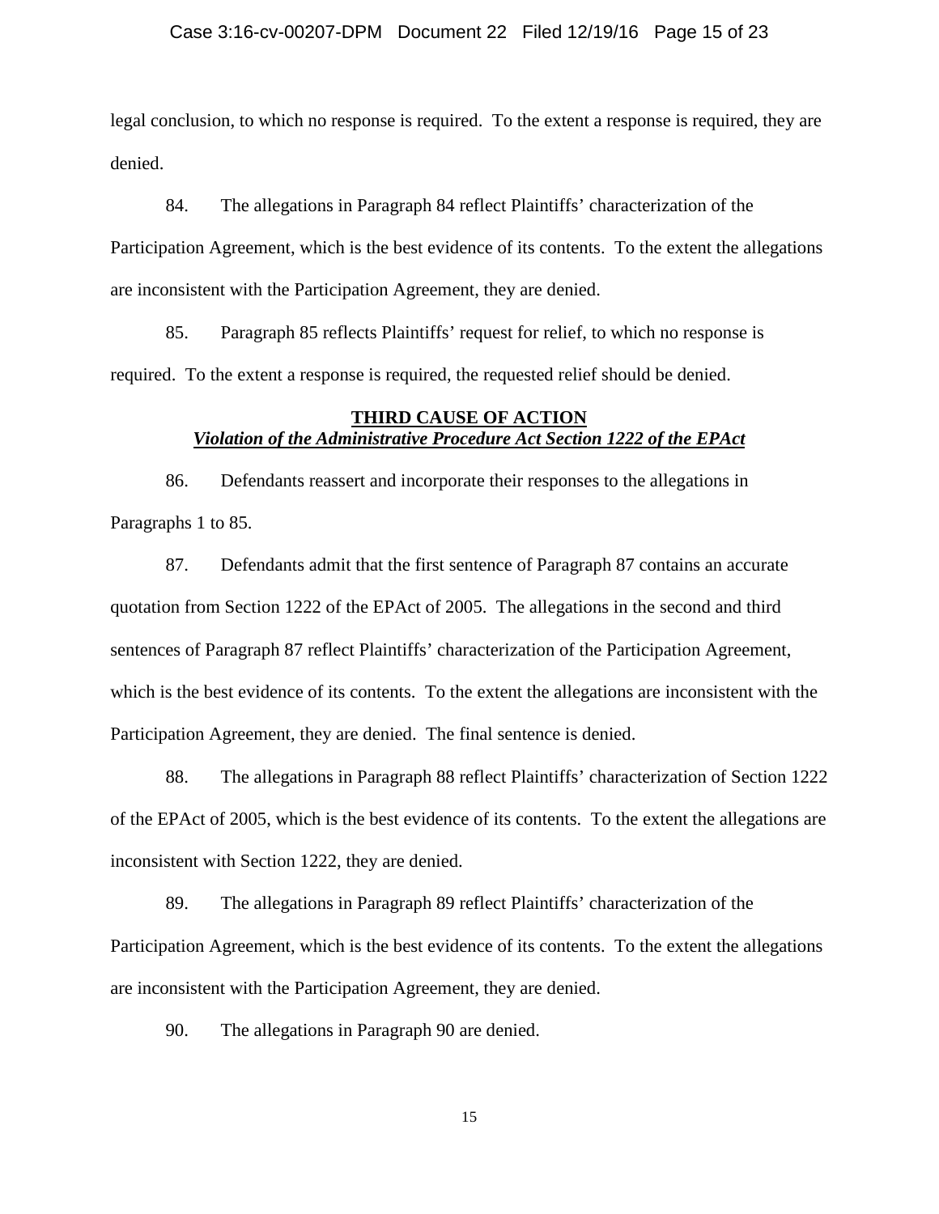legal conclusion, to which no response is required. To the extent a response is required, they are denied.

84. The allegations in Paragraph 84 reflect Plaintiffs' characterization of the Participation Agreement, which is the best evidence of its contents. To the extent the allegations are inconsistent with the Participation Agreement, they are denied.

85. Paragraph 85 reflects Plaintiffs' request for relief, to which no response is required. To the extent a response is required, the requested relief should be denied.

## THIRD CAUSE OF ACTION
***Violation of the Administrative Procedure Act Section 1222 of the EPAct***

86. Defendants reassert and incorporate their responses to the allegations in Paragraphs 1 to 85.

87. Defendants admit that the first sentence of Paragraph 87 contains an accurate quotation from Section 1222 of the EPAct of 2005. The allegations in the second and third sentences of Paragraph 87 reflect Plaintiffs' characterization of the Participation Agreement, which is the best evidence of its contents. To the extent the allegations are inconsistent with the Participation Agreement, they are denied. The final sentence is denied.

88. The allegations in Paragraph 88 reflect Plaintiffs' characterization of Section 1222 of the EPAct of 2005, which is the best evidence of its contents. To the extent the allegations are inconsistent with Section 1222, they are denied.

89. The allegations in Paragraph 89 reflect Plaintiffs' characterization of the Participation Agreement, which is the best evidence of its contents. To the extent the allegations are inconsistent with the Participation Agreement, they are denied.

90. The allegations in Paragraph 90 are denied.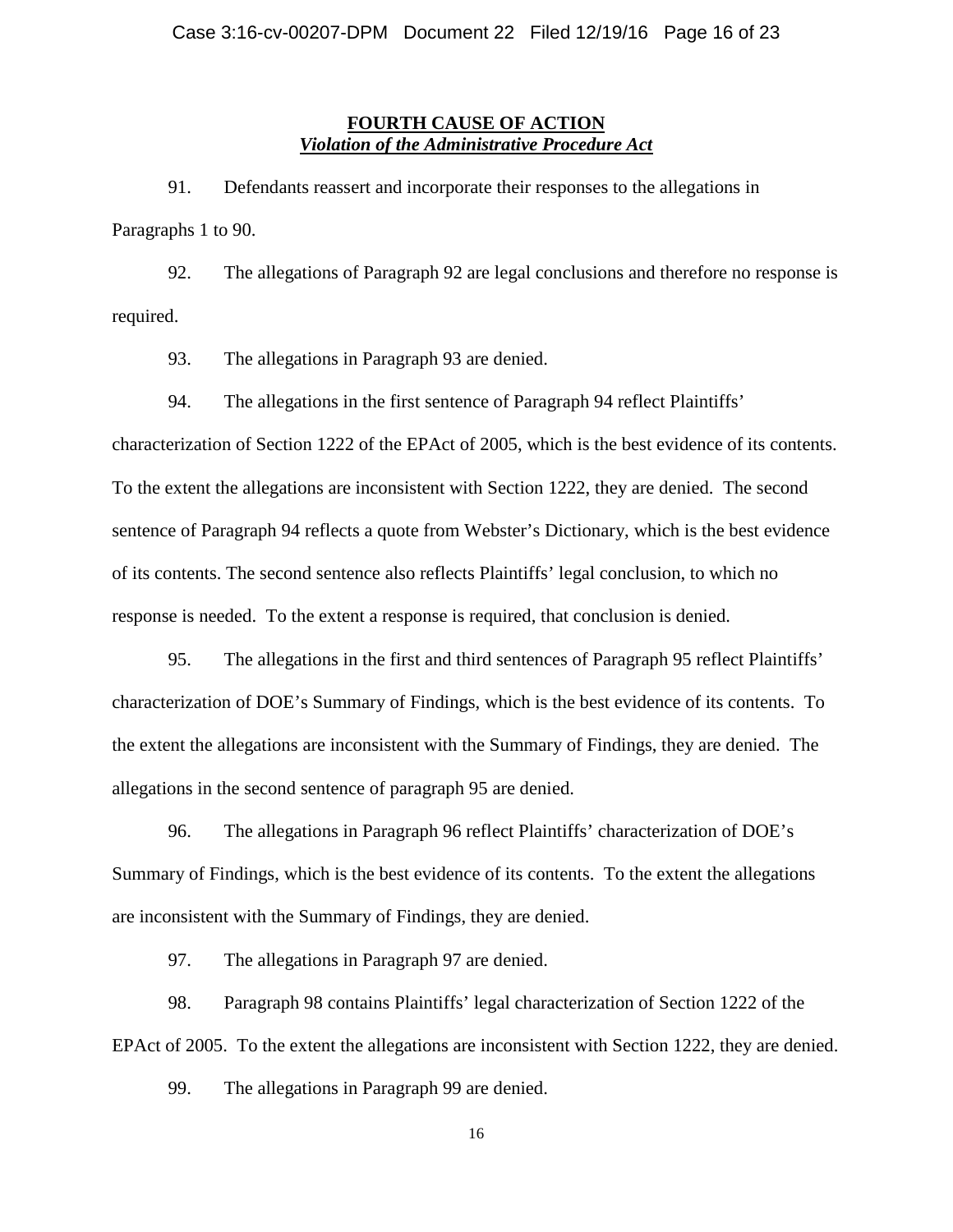**FOURTH CAUSE OF ACTION**
***Violation of the Administrative Procedure Act***

91. Defendants reassert and incorporate their responses to the allegations in Paragraphs 1 to 90.

92. The allegations of Paragraph 92 are legal conclusions and therefore no response is required.

93. The allegations in Paragraph 93 are denied.

94. The allegations in the first sentence of Paragraph 94 reflect Plaintiffs' characterization of Section 1222 of the EPAct of 2005, which is the best evidence of its contents. To the extent the allegations are inconsistent with Section 1222, they are denied. The second sentence of Paragraph 94 reflects a quote from Webster's Dictionary, which is the best evidence of its contents. The second sentence also reflects Plaintiffs' legal conclusion, to which no response is needed. To the extent a response is required, that conclusion is denied.

95. The allegations in the first and third sentences of Paragraph 95 reflect Plaintiffs' characterization of DOE's Summary of Findings, which is the best evidence of its contents. To the extent the allegations are inconsistent with the Summary of Findings, they are denied. The allegations in the second sentence of paragraph 95 are denied.

96. The allegations in Paragraph 96 reflect Plaintiffs' characterization of DOE's Summary of Findings, which is the best evidence of its contents. To the extent the allegations are inconsistent with the Summary of Findings, they are denied.

97. The allegations in Paragraph 97 are denied.

98. Paragraph 98 contains Plaintiffs' legal characterization of Section 1222 of the EPAct of 2005. To the extent the allegations are inconsistent with Section 1222, they are denied.

99. The allegations in Paragraph 99 are denied.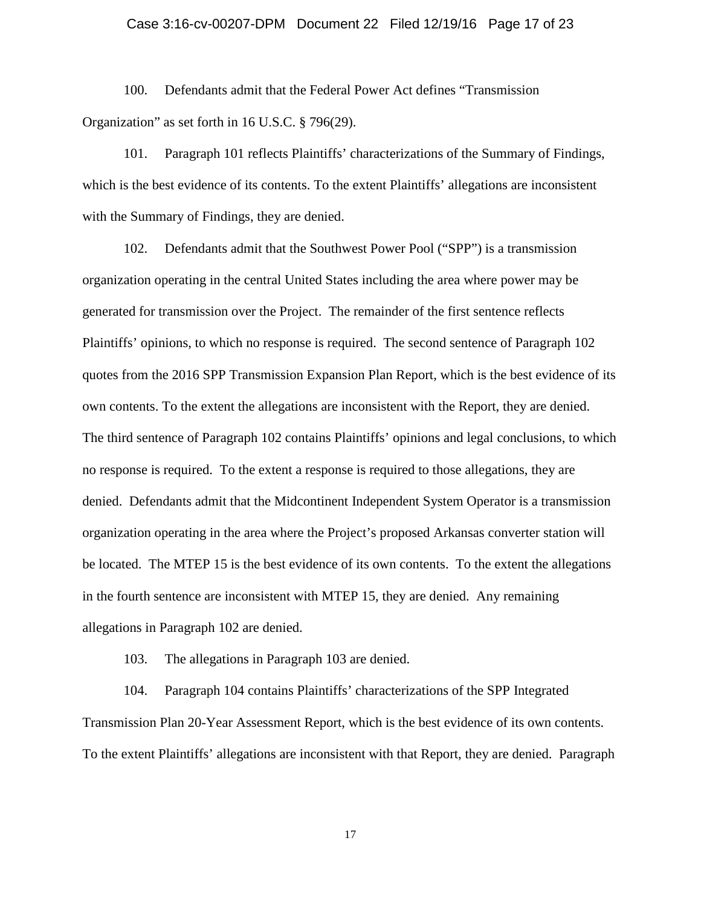100. Defendants admit that the Federal Power Act defines "Transmission Organization" as set forth in 16 U.S.C. § 796(29).

101. Paragraph 101 reflects Plaintiffs' characterizations of the Summary of Findings, which is the best evidence of its contents. To the extent Plaintiffs' allegations are inconsistent with the Summary of Findings, they are denied.

102. Defendants admit that the Southwest Power Pool ("SPP") is a transmission organization operating in the central United States including the area where power may be generated for transmission over the Project. The remainder of the first sentence reflects Plaintiffs' opinions, to which no response is required. The second sentence of Paragraph 102 quotes from the 2016 SPP Transmission Expansion Plan Report, which is the best evidence of its own contents. To the extent the allegations are inconsistent with the Report, they are denied. The third sentence of Paragraph 102 contains Plaintiffs' opinions and legal conclusions, to which no response is required. To the extent a response is required to those allegations, they are denied. Defendants admit that the Midcontinent Independent System Operator is a transmission organization operating in the area where the Project's proposed Arkansas converter station will be located. The MTEP 15 is the best evidence of its own contents. To the extent the allegations in the fourth sentence are inconsistent with MTEP 15, they are denied. Any remaining allegations in Paragraph 102 are denied.

103. The allegations in Paragraph 103 are denied.

104. Paragraph 104 contains Plaintiffs' characterizations of the SPP Integrated Transmission Plan 20-Year Assessment Report, which is the best evidence of its own contents. To the extent Plaintiffs' allegations are inconsistent with that Report, they are denied. Paragraph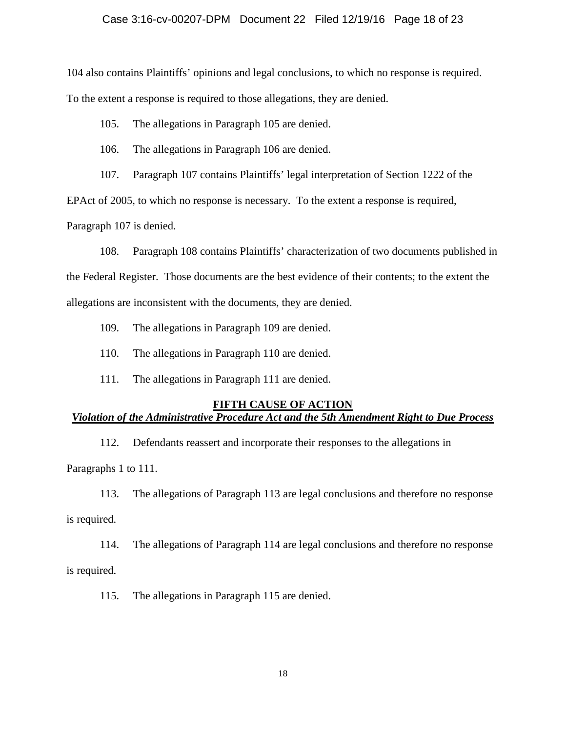104 also contains Plaintiffs' opinions and legal conclusions, to which no response is required. To the extent a response is required to those allegations, they are denied.

105. The allegations in Paragraph 105 are denied.

106. The allegations in Paragraph 106 are denied.

107. Paragraph 107 contains Plaintiffs' legal interpretation of Section 1222 of the EPAct of 2005, to which no response is necessary. To the extent a response is required, Paragraph 107 is denied.

108. Paragraph 108 contains Plaintiffs' characterization of two documents published in the Federal Register. Those documents are the best evidence of their contents; to the extent the allegations are inconsistent with the documents, they are denied.

109. The allegations in Paragraph 109 are denied.

110. The allegations in Paragraph 110 are denied.

111. The allegations in Paragraph 111 are denied.

## FIFTH CAUSE OF ACTION

***Violation of the Administrative Procedure Act and the 5th Amendment Right to Due Process***

112. Defendants reassert and incorporate their responses to the allegations in Paragraphs 1 to 111.

113. The allegations of Paragraph 113 are legal conclusions and therefore no response is required.

114. The allegations of Paragraph 114 are legal conclusions and therefore no response is required.

115. The allegations in Paragraph 115 are denied.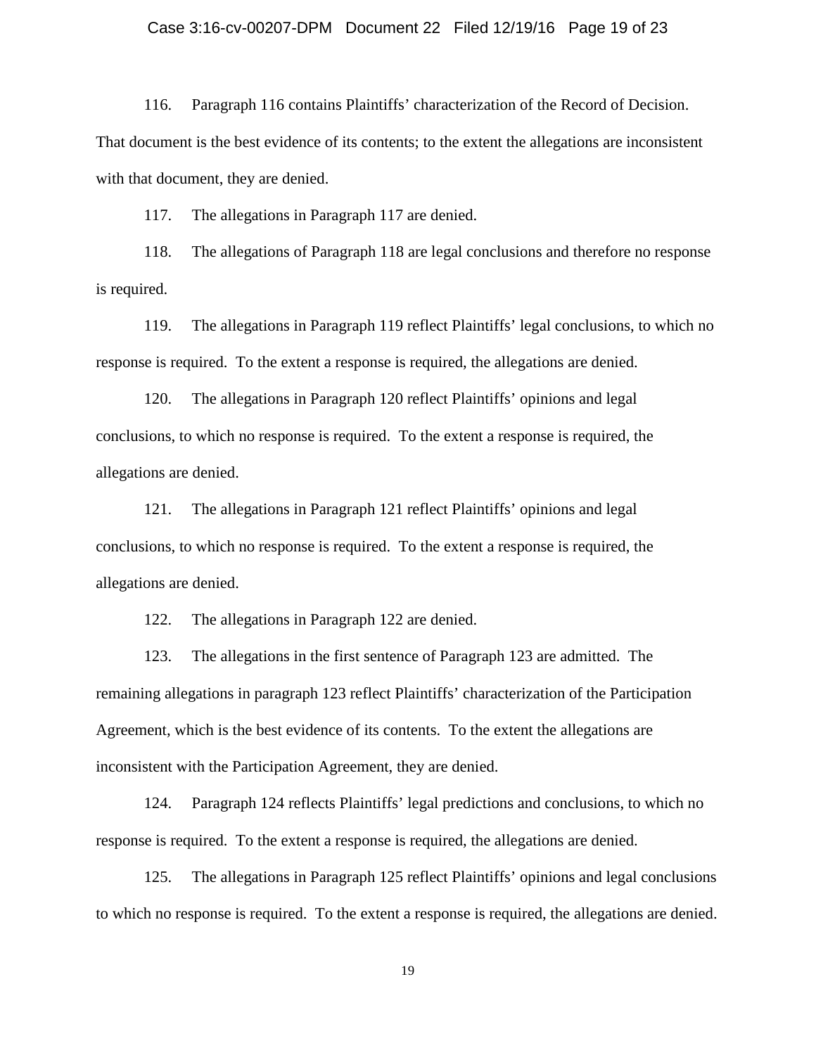116. Paragraph 116 contains Plaintiffs' characterization of the Record of Decision. That document is the best evidence of its contents; to the extent the allegations are inconsistent with that document, they are denied.

117. The allegations in Paragraph 117 are denied.

118. The allegations of Paragraph 118 are legal conclusions and therefore no response is required.

119. The allegations in Paragraph 119 reflect Plaintiffs' legal conclusions, to which no response is required. To the extent a response is required, the allegations are denied.

120. The allegations in Paragraph 120 reflect Plaintiffs' opinions and legal conclusions, to which no response is required. To the extent a response is required, the allegations are denied.

121. The allegations in Paragraph 121 reflect Plaintiffs' opinions and legal conclusions, to which no response is required. To the extent a response is required, the allegations are denied.

122. The allegations in Paragraph 122 are denied.

123. The allegations in the first sentence of Paragraph 123 are admitted. The remaining allegations in paragraph 123 reflect Plaintiffs' characterization of the Participation Agreement, which is the best evidence of its contents. To the extent the allegations are inconsistent with the Participation Agreement, they are denied.

124. Paragraph 124 reflects Plaintiffs' legal predictions and conclusions, to which no response is required. To the extent a response is required, the allegations are denied.

125. The allegations in Paragraph 125 reflect Plaintiffs' opinions and legal conclusions to which no response is required. To the extent a response is required, the allegations are denied.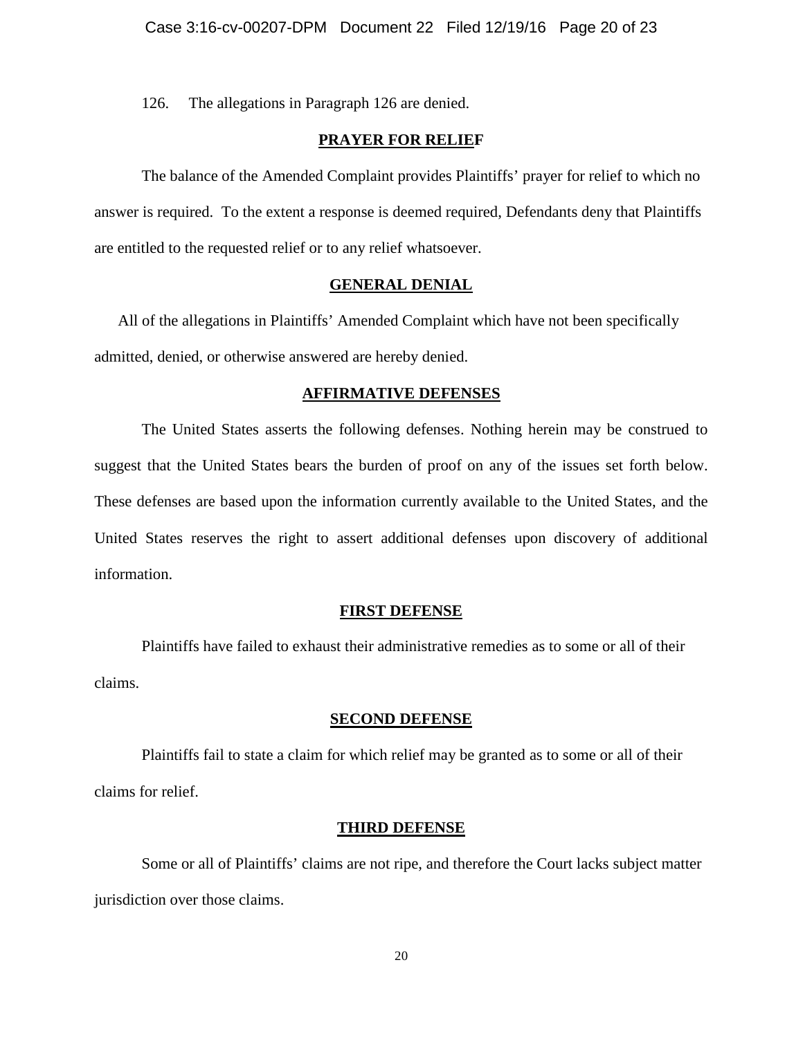126. The allegations in Paragraph 126 are denied.

## PRAYER FOR RELIEF

The balance of the Amended Complaint provides Plaintiffs' prayer for relief to which no answer is required. To the extent a response is deemed required, Defendants deny that Plaintiffs are entitled to the requested relief or to any relief whatsoever.

## GENERAL DENIAL

All of the allegations in Plaintiffs' Amended Complaint which have not been specifically admitted, denied, or otherwise answered are hereby denied.

## AFFIRMATIVE DEFENSES

The United States asserts the following defenses. Nothing herein may be construed to suggest that the United States bears the burden of proof on any of the issues set forth below. These defenses are based upon the information currently available to the United States, and the United States reserves the right to assert additional defenses upon discovery of additional information.

### FIRST DEFENSE

Plaintiffs have failed to exhaust their administrative remedies as to some or all of their claims.

### SECOND DEFENSE

Plaintiffs fail to state a claim for which relief may be granted as to some or all of their claims for relief.

### THIRD DEFENSE

Some or all of Plaintiffs' claims are not ripe, and therefore the Court lacks subject matter jurisdiction over those claims.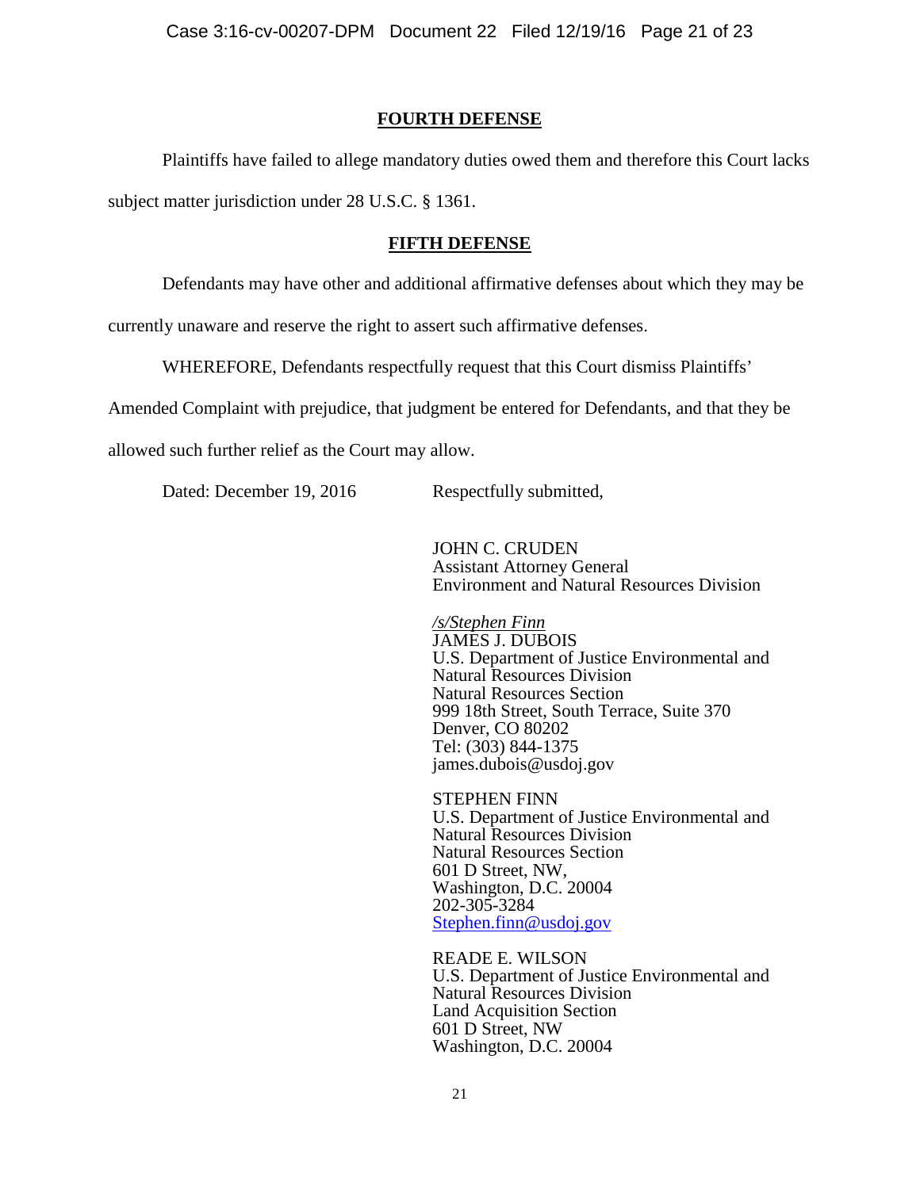## FOURTH DEFENSE

Plaintiffs have failed to allege mandatory duties owed them and therefore this Court lacks subject matter jurisdiction under 28 U.S.C. § 1361.

## FIFTH DEFENSE

Defendants may have other and additional affirmative defenses about which they may be currently unaware and reserve the right to assert such affirmative defenses.

WHEREFORE, Defendants respectfully request that this Court dismiss Plaintiffs' Amended Complaint with prejudice, that judgment be entered for Defendants, and that they be allowed such further relief as the Court may allow.

Dated: December 19, 2016

Respectfully submitted,

JOHN C. CRUDEN
Assistant Attorney General
Environment and Natural Resources Division

*/s/Stephen Finn*
JAMES J. DUBOIS
U.S. Department of Justice Environmental and Natural Resources Division
Natural Resources Section
999 18th Street, South Terrace, Suite 370
Denver, CO 80202
Tel: (303) 844-1375
james.dubois@usdoj.gov

STEPHEN FINN
U.S. Department of Justice Environmental and Natural Resources Division
Natural Resources Section
601 D Street, NW,
Washington, D.C. 20004
202-305-3284
Stephen.finn@usdoj.gov

READE E. WILSON
U.S. Department of Justice Environmental and Natural Resources Division
Land Acquisition Section
601 D Street, NW
Washington, D.C. 20004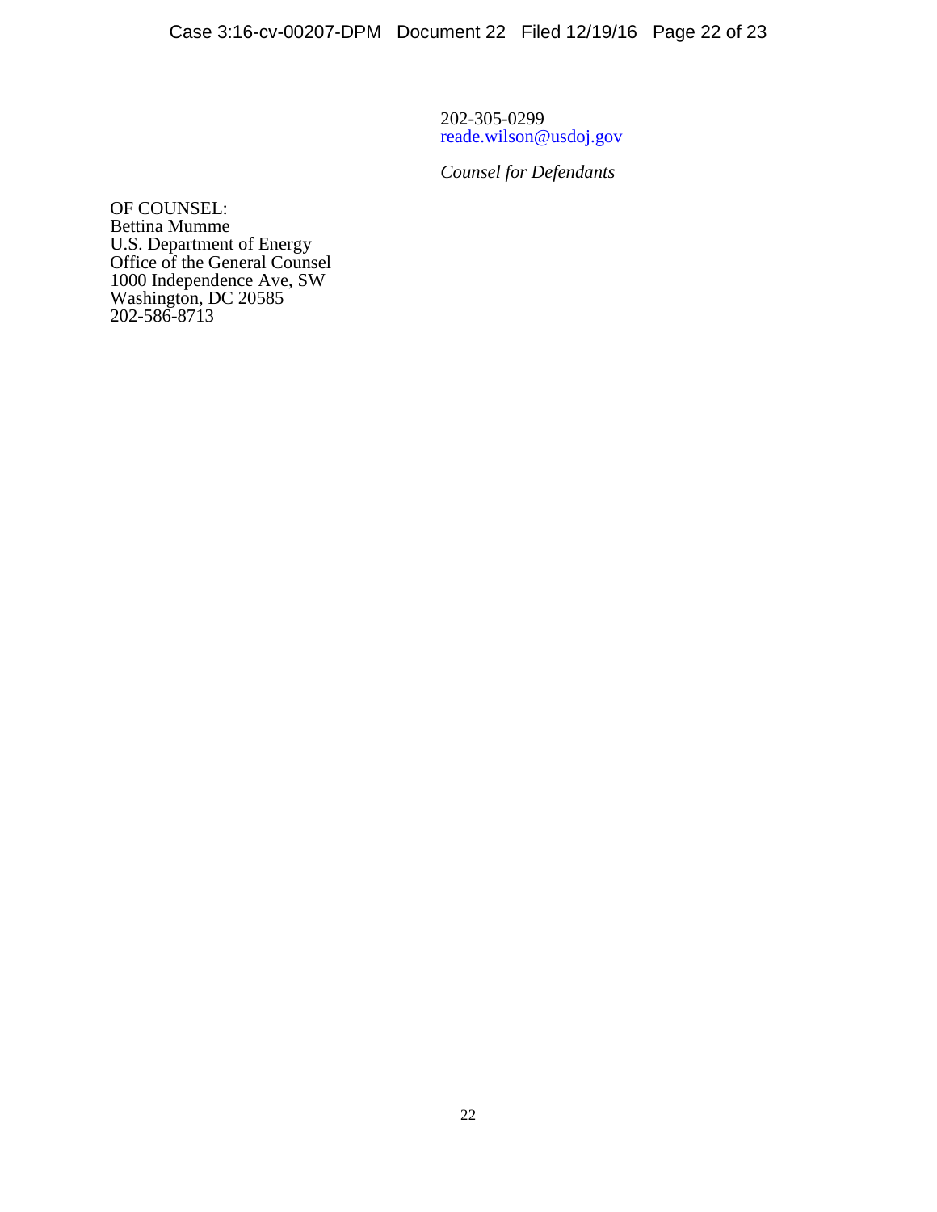202-305-0299
reade.wilson@usdoj.gov

*Counsel for Defendants*

OF COUNSEL:
Bettina Mumme
U.S. Department of Energy
Office of the General Counsel
1000 Independence Ave, SW
Washington, DC 20585
202-586-8713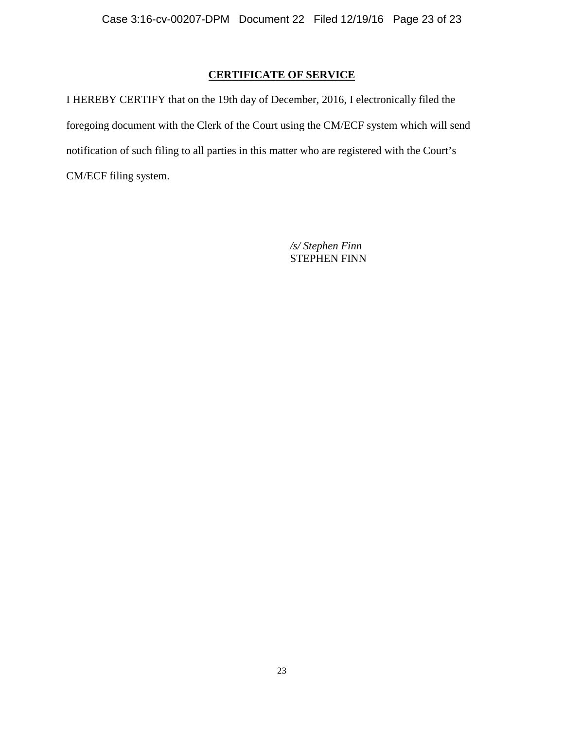## CERTIFICATE OF SERVICE

I HEREBY CERTIFY that on the 19th day of December, 2016, I electronically filed the foregoing document with the Clerk of the Court using the CM/ECF system which will send notification of such filing to all parties in this matter who are registered with the Court's CM/ECF filing system.

*/s/ Stephen Finn*
STEPHEN FINN